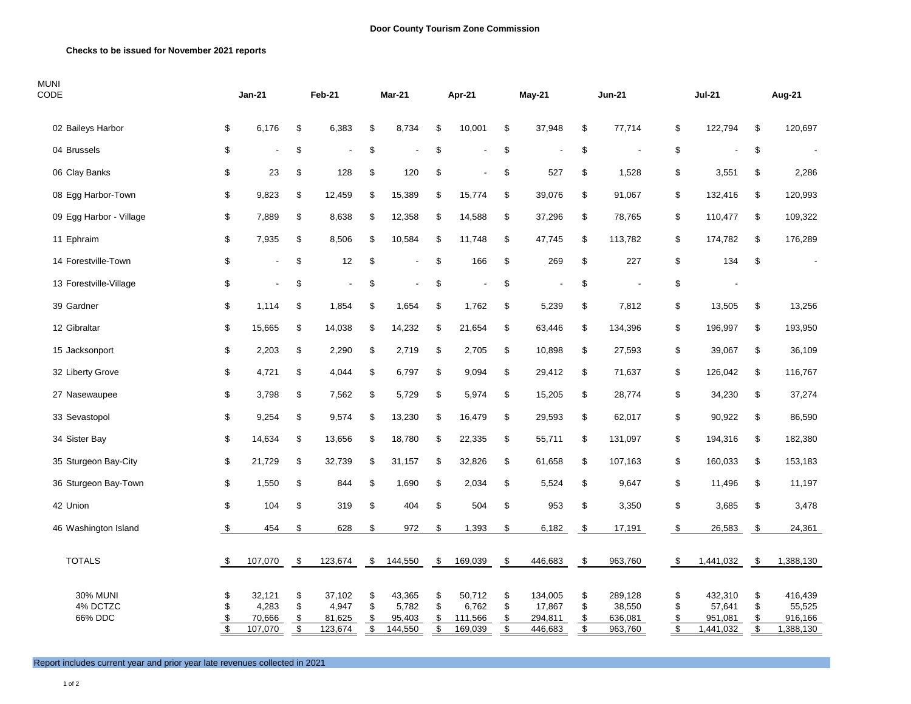**Door County Tourism Zone Commission**

**Checks to be issued for November 2021 reports**

| MUNI CODE | Jan-21 | Feb-21 | Mar-21 | Apr-21 | May-21 | Jun-21 | Jul-21 | Aug-21 |
|---|---|---|---|---|---|---|---|---|
| 02 Baileys Harbor | $ 6,176 | $ 6,383 | $ 8,734 | $ 10,001 | $ 37,948 | $ 77,714 | $ 122,794 | $ 120,697 |
| 04 Brussels | $ - | $ - | $ - | $ - | $ - | $ - | $ - | $ - |
| 06 Clay Banks | $ 23 | $ 128 | $ 120 | $ - | $ 527 | $ 1,528 | $ 3,551 | $ 2,286 |
| 08 Egg Harbor-Town | $ 9,823 | $ 12,459 | $ 15,389 | $ 15,774 | $ 39,076 | $ 91,067 | $ 132,416 | $ 120,993 |
| 09 Egg Harbor - Village | $ 7,889 | $ 8,638 | $ 12,358 | $ 14,588 | $ 37,296 | $ 78,765 | $ 110,477 | $ 109,322 |
| 11 Ephraim | $ 7,935 | $ 8,506 | $ 10,584 | $ 11,748 | $ 47,745 | $ 113,782 | $ 174,782 | $ 176,289 |
| 14 Forestville-Town | $ - | $ 12 | $ - | $ 166 | $ 269 | $ 227 | $ 134 | $ - |
| 13 Forestville-Village | $ - | $ - | $ - | $ - | $ - | $ - | $ - | |
| 39 Gardner | $ 1,114 | $ 1,854 | $ 1,654 | $ 1,762 | $ 5,239 | $ 7,812 | $ 13,505 | $ 13,256 |
| 12 Gibraltar | $ 15,665 | $ 14,038 | $ 14,232 | $ 21,654 | $ 63,446 | $ 134,396 | $ 196,997 | $ 193,950 |
| 15 Jacksonport | $ 2,203 | $ 2,290 | $ 2,719 | $ 2,705 | $ 10,898 | $ 27,593 | $ 39,067 | $ 36,109 |
| 32 Liberty Grove | $ 4,721 | $ 4,044 | $ 6,797 | $ 9,094 | $ 29,412 | $ 71,637 | $ 126,042 | $ 116,767 |
| 27 Nasewaupee | $ 3,798 | $ 7,562 | $ 5,729 | $ 5,974 | $ 15,205 | $ 28,774 | $ 34,230 | $ 37,274 |
| 33 Sevastopol | $ 9,254 | $ 9,574 | $ 13,230 | $ 16,479 | $ 29,593 | $ 62,017 | $ 90,922 | $ 86,590 |
| 34 Sister Bay | $ 14,634 | $ 13,656 | $ 18,780 | $ 22,335 | $ 55,711 | $ 131,097 | $ 194,316 | $ 182,380 |
| 35 Sturgeon Bay-City | $ 21,729 | $ 32,739 | $ 31,157 | $ 32,826 | $ 61,658 | $ 107,163 | $ 160,033 | $ 153,183 |
| 36 Sturgeon Bay-Town | $ 1,550 | $ 844 | $ 1,690 | $ 2,034 | $ 5,524 | $ 9,647 | $ 11,496 | $ 11,197 |
| 42 Union | $ 104 | $ 319 | $ 404 | $ 504 | $ 953 | $ 3,350 | $ 3,685 | $ 3,478 |
| 46 Washington Island | $ 454 | $ 628 | $ 972 | $ 1,393 | $ 6,182 | $ 17,191 | $ 26,583 | $ 24,361 |
| TOTALS | $ 107,070 | $ 123,674 | $ 144,550 | $ 169,039 | $ 446,683 | $ 963,760 | $ 1,441,032 | $ 1,388,130 |
| 30% MUNI | $ 32,121 | $ 37,102 | $ 43,365 | $ 50,712 | $ 134,005 | $ 289,128 | $ 432,310 | $ 416,439 |
| 4% DCTZC | $ 4,283 | $ 4,947 | $ 5,782 | $ 6,762 | $ 17,867 | $ 38,550 | $ 57,641 | $ 55,525 |
| 66% DDC | $ 70,666 | $ 81,625 | $ 95,403 | $ 111,566 | $ 294,811 | $ 636,081 | $ 951,081 | $ 916,166 |
| | $ 107,070 | $ 123,674 | $ 144,550 | $ 169,039 | $ 446,683 | $ 963,760 | $ 1,441,032 | $ 1,388,130 |

Report includes current year and prior year late revenues collected in 2021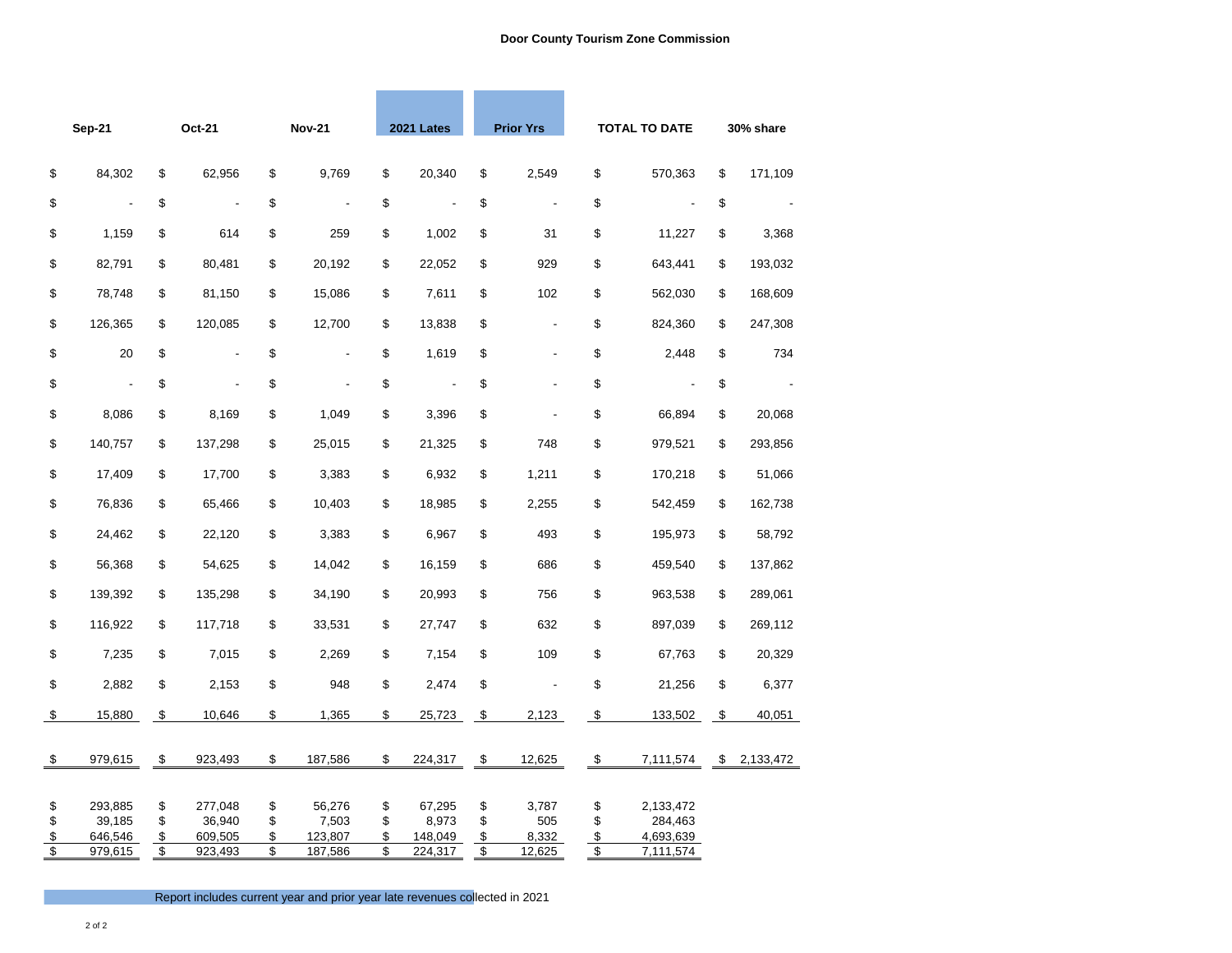**Door County Tourism Zone Commission**

| Sep-21 | Oct-21 | Nov-21 | 2021 Lates | Prior Yrs | TOTAL TO DATE | 30% share |
|---|---|---|---|---|---|---|
| $ 84,302 | $ 62,956 | $ 9,769 | $ 20,340 | $ 2,549 | $ 570,363 | $ 171,109 |
| $ - | $ - | $ - | $ - | $ - | $ - | $ - |
| $ 1,159 | $ 614 | $ 259 | $ 1,002 | $ 31 | $ 11,227 | $ 3,368 |
| $ 82,791 | $ 80,481 | $ 20,192 | $ 22,052 | $ 929 | $ 643,441 | $ 193,032 |
| $ 78,748 | $ 81,150 | $ 15,086 | $ 7,611 | $ 102 | $ 562,030 | $ 168,609 |
| $ 126,365 | $ 120,085 | $ 12,700 | $ 13,838 | $ - | $ 824,360 | $ 247,308 |
| $ 20 | $ - | $ - | $ 1,619 | $ - | $ 2,448 | $ 734 |
| $ - | $ - | $ - | $ - | $ - | $ - | $ - |
| $ 8,086 | $ 8,169 | $ 1,049 | $ 3,396 | $ - | $ 66,894 | $ 20,068 |
| $ 140,757 | $ 137,298 | $ 25,015 | $ 21,325 | $ 748 | $ 979,521 | $ 293,856 |
| $ 17,409 | $ 17,700 | $ 3,383 | $ 6,932 | $ 1,211 | $ 170,218 | $ 51,066 |
| $ 76,836 | $ 65,466 | $ 10,403 | $ 18,985 | $ 2,255 | $ 542,459 | $ 162,738 |
| $ 24,462 | $ 22,120 | $ 3,383 | $ 6,967 | $ 493 | $ 195,973 | $ 58,792 |
| $ 56,368 | $ 54,625 | $ 14,042 | $ 16,159 | $ 686 | $ 459,540 | $ 137,862 |
| $ 139,392 | $ 135,298 | $ 34,190 | $ 20,993 | $ 756 | $ 963,538 | $ 289,061 |
| $ 116,922 | $ 117,718 | $ 33,531 | $ 27,747 | $ 632 | $ 897,039 | $ 269,112 |
| $ 7,235 | $ 7,015 | $ 2,269 | $ 7,154 | $ 109 | $ 67,763 | $ 20,329 |
| $ 2,882 | $ 2,153 | $ 948 | $ 2,474 | $ - | $ 21,256 | $ 6,377 |
| $ 15,880 | $ 10,646 | $ 1,365 | $ 25,723 | $ 2,123 | $ 133,502 | $ 40,051 |
| $ 979,615 | $ 923,493 | $ 187,586 | $ 224,317 | $ 12,625 | $ 7,111,574 | $ 2,133,472 |
| $ 293,885 | $ 277,048 | $ 56,276 | $ 67,295 | $ 3,787 | $ 2,133,472 | |
| $ 39,185 | $ 36,940 | $ 7,503 | $ 8,973 | $ 505 | $ 284,463 | |
| $ 646,546 | $ 609,505 | $ 123,807 | $ 148,049 | $ 8,332 | $ 4,693,639 | |
| $ 979,615 | $ 923,493 | $ 187,586 | $ 224,317 | $ 12,625 | $ 7,111,574 | |

Report includes current year and prior year late revenues collected in 2021